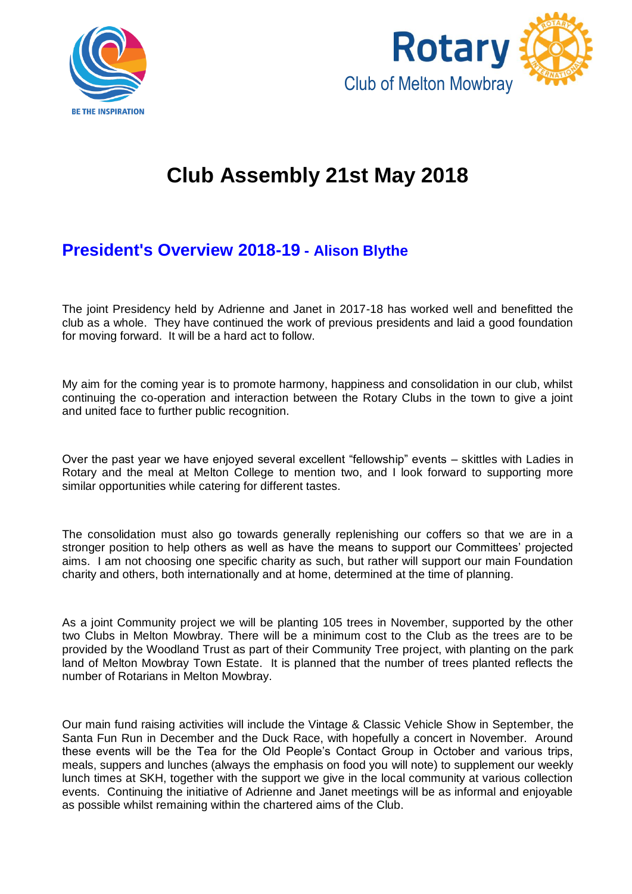# Club Assembly 21st May 2018

## President's Overview 2018-19 - Alison Blythe

The joint Presidency held by Adrienne and Janet in 2017-18 has worked well and benefitted the club as a whole. They have continued the work of previous presidents and laid a good foundation for moving forward. It will be a hard act to follow.

My aim for the coming year is to promote harmony, happiness and consolidation in our club, whilst continuing the co-operation and interaction between the Rotary Clubs in the town to give a joint and united face to further public recognition.

Over the past year we have enjoyed several excellent "fellowship" events – skittles with Ladies in Rotary and the meal at Melton College to mention two, and I look forward to supporting more similar opportunities while catering for different tastes.

The consolidation must also go towards generally replenishing our coffers so that we are in a stronger position to help others as well as have the means to support our Committees' projected aims. I am not choosing one specific charity as such, but rather will support our main Foundation charity and others, both internationally and at home, determined at the time of planning.

As a joint Community project we will be planting 105 trees in November, supported by the other two Clubs in Melton Mowbray. There will be a minimum cost to the Club as the trees are to be provided by the Woodland Trust as part of their Community Tree project, with planting on the park land of Melton Mowbray Town Estate. It is planned that the number of trees planted reflects the number of Rotarians in Melton Mowbray.

Our main fund raising activities will include the Vintage & Classic Vehicle Show in September, the Santa Fun Run in December and the Duck Race, with hopefully a concert in November. Around these events will be the Tea for the Old People's Contact Group in October and various trips, meals, suppers and lunches (always the emphasis on food you will note) to supplement our weekly lunch times at SKH, together with the support we give in the local community at various collection events. Continuing the initiative of Adrienne and Janet meetings will be as informal and enjoyable as possible whilst remaining within the chartered aims of the Club.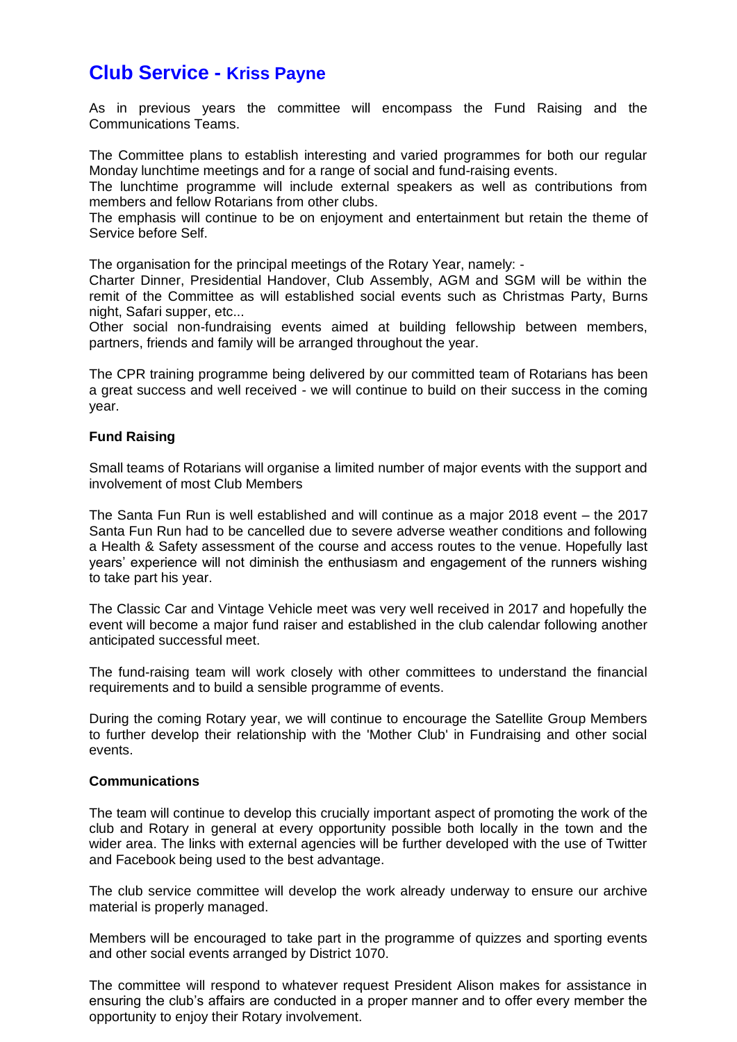# Club Service - Kriss Payne

As in previous years the committee will encompass the Fund Raising and the Communications Teams.

The Committee plans to establish interesting and varied programmes for both our regular Monday lunchtime meetings and for a range of social and fund-raising events.
The lunchtime programme will include external speakers as well as contributions from members and fellow Rotarians from other clubs.
The emphasis will continue to be on enjoyment and entertainment but retain the theme of Service before Self.

The organisation for the principal meetings of the Rotary Year, namely: -
Charter Dinner, Presidential Handover, Club Assembly, AGM and SGM will be within the remit of the Committee as will established social events such as Christmas Party, Burns night, Safari supper, etc...
Other social non-fundraising events aimed at building fellowship between members, partners, friends and family will be arranged throughout the year.

The CPR training programme being delivered by our committed team of Rotarians has been a great success and well received - we will continue to build on their success in the coming year.

**Fund Raising**

Small teams of Rotarians will organise a limited number of major events with the support and involvement of most Club Members

The Santa Fun Run is well established and will continue as a major 2018 event – the 2017 Santa Fun Run had to be cancelled due to severe adverse weather conditions and following a Health & Safety assessment of the course and access routes to the venue. Hopefully last years' experience will not diminish the enthusiasm and engagement of the runners wishing to take part his year.

The Classic Car and Vintage Vehicle meet was very well received in 2017 and hopefully the event will become a major fund raiser and established in the club calendar following another anticipated successful meet.

The fund-raising team will work closely with other committees to understand the financial requirements and to build a sensible programme of events.

During the coming Rotary year, we will continue to encourage the Satellite Group Members to further develop their relationship with the 'Mother Club' in Fundraising and other social events.

**Communications**

The team will continue to develop this crucially important aspect of promoting the work of the club and Rotary in general at every opportunity possible both locally in the town and the wider area. The links with external agencies will be further developed with the use of Twitter and Facebook being used to the best advantage.

The club service committee will develop the work already underway to ensure our archive material is properly managed.

Members will be encouraged to take part in the programme of quizzes and sporting events and other social events arranged by District 1070.

The committee will respond to whatever request President Alison makes for assistance in ensuring the club's affairs are conducted in a proper manner and to offer every member the opportunity to enjoy their Rotary involvement.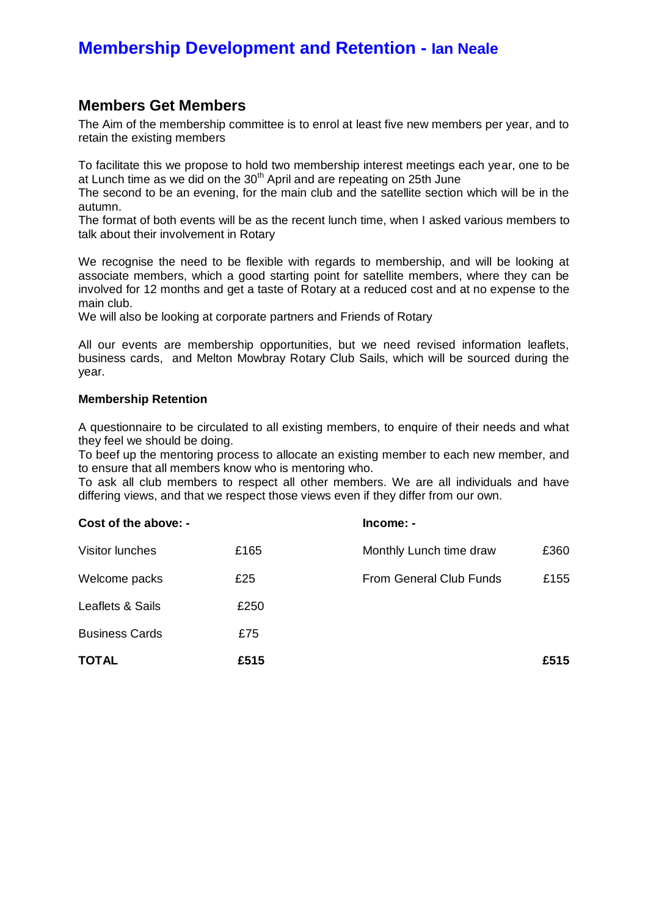# Membership Development and Retention - Ian Neale

## Members Get Members

The Aim of the membership committee is to enrol at least five new members per year, and to retain the existing members

To facilitate this we propose to hold two membership interest meetings each year, one to be at Lunch time as we did on the 30th April and are repeating on 25th June
The second to be an evening, for the main club and the satellite section which will be in the autumn.
The format of both events will be as the recent lunch time, when I asked various members to talk about their involvement in Rotary

We recognise the need to be flexible with regards to membership, and will be looking at associate members, which a good starting point for satellite members, where they can be involved for 12 months and get a taste of Rotary at a reduced cost and at no expense to the main club.
We will also be looking at corporate partners and Friends of Rotary

All our events are membership opportunities, but we need revised information leaflets, business cards, and Melton Mowbray Rotary Club Sails, which will be sourced during the year.

**Membership Retention**

A questionnaire to be circulated to all existing members, to enquire of their needs and what they feel we should be doing.
To beef up the mentoring process to allocate an existing member to each new member, and to ensure that all members know who is mentoring who.
To ask all club members to respect all other members. We are all individuals and have differing views, and that we respect those views even if they differ from our own.

| **Cost of the above: -** | | **Income: -** | |
|---|---|---|---|
| Visitor lunches | £165 | Monthly Lunch time draw | £360 |
| Welcome packs | £25 | From General Club Funds | £155 |
| Leaflets & Sails | £250 | | |
| Business Cards | £75 | | |
| **TOTAL** | **£515** | | **£515** |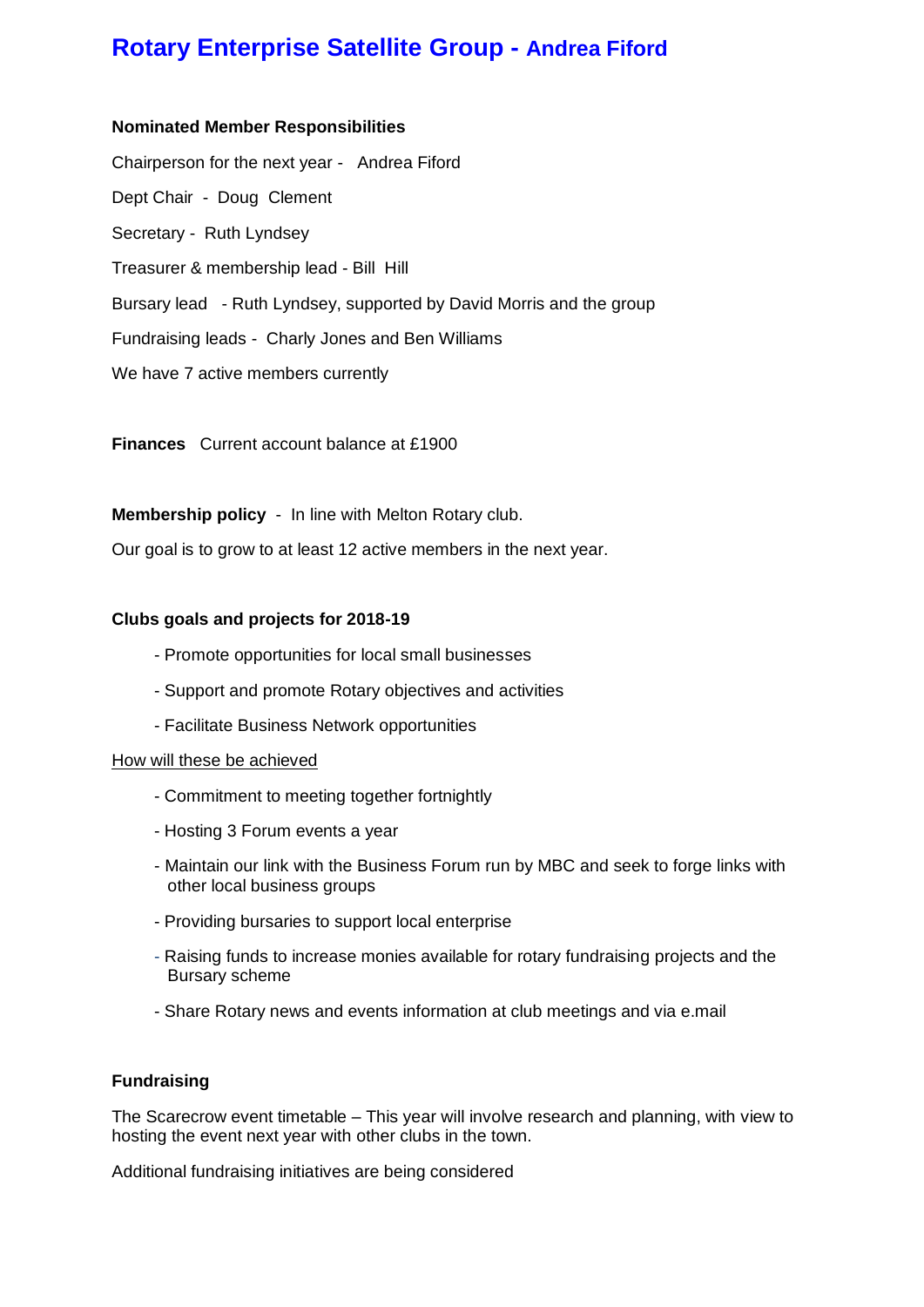# Rotary Enterprise Satellite Group - Andrea Fiford

**Nominated Member Responsibilities**

Chairperson for the next year - Andrea Fiford

Dept Chair - Doug Clement

Secretary - Ruth Lyndsey

Treasurer & membership lead - Bill Hill

Bursary lead - Ruth Lyndsey, supported by David Morris and the group

Fundraising leads - Charly Jones and Ben Williams

We have 7 active members currently

**Finances** Current account balance at £1900

**Membership policy** - In line with Melton Rotary club.

Our goal is to grow to at least 12 active members in the next year.

**Clubs goals and projects for 2018-19**

- Promote opportunities for local small businesses
- Support and promote Rotary objectives and activities
- Facilitate Business Network opportunities

<u>How will these be achieved</u>

- Commitment to meeting together fortnightly
- Hosting 3 Forum events a year
- Maintain our link with the Business Forum run by MBC and seek to forge links with other local business groups
- Providing bursaries to support local enterprise
- Raising funds to increase monies available for rotary fundraising projects and the Bursary scheme
- Share Rotary news and events information at club meetings and via e.mail

**Fundraising**

The Scarecrow event timetable – This year will involve research and planning, with view to hosting the event next year with other clubs in the town.

Additional fundraising initiatives are being considered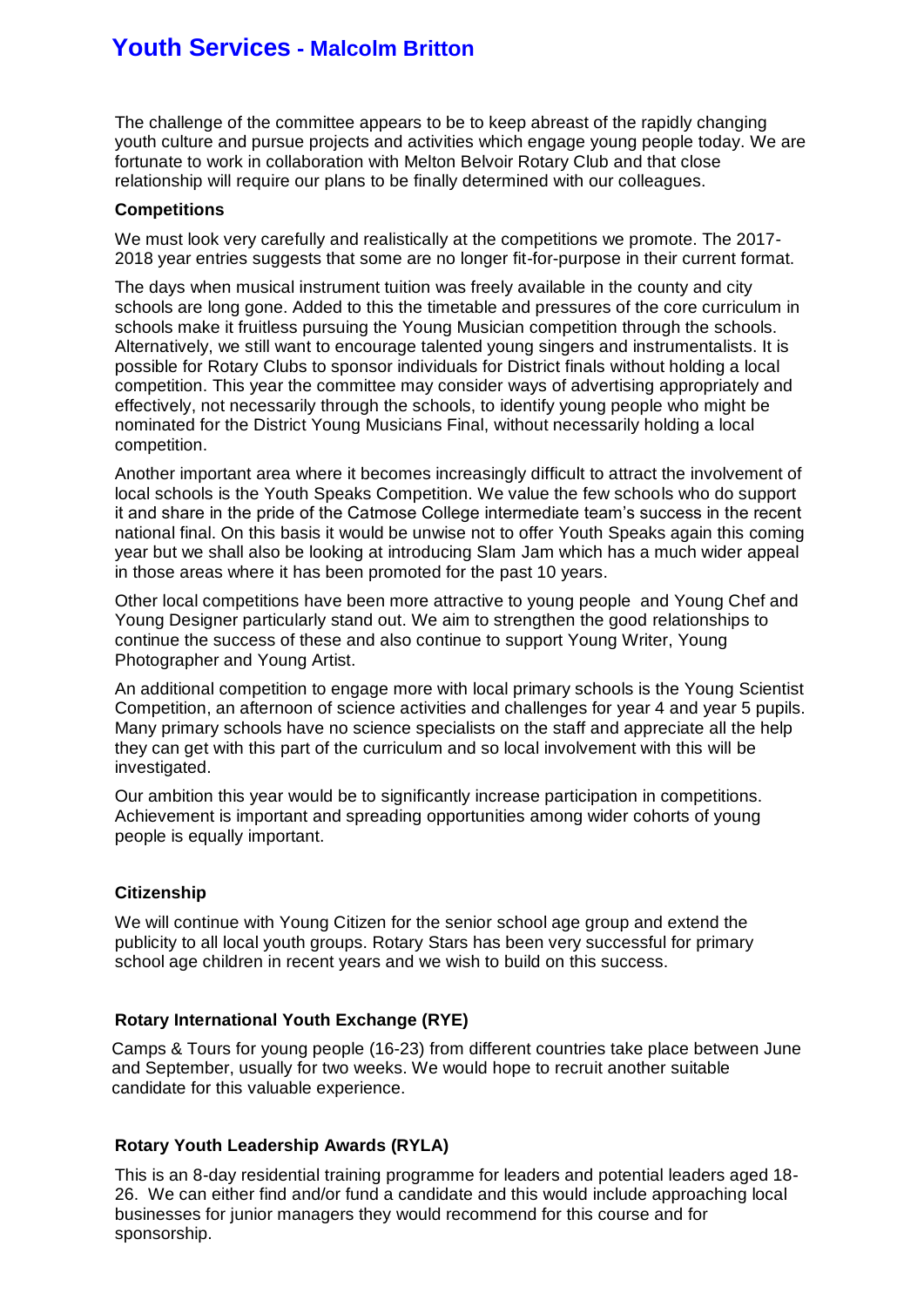# Youth Services - Malcolm Britton

The challenge of the committee appears to be to keep abreast of the rapidly changing youth culture and pursue projects and activities which engage young people today. We are fortunate to work in collaboration with Melton Belvoir Rotary Club and that close relationship will require our plans to be finally determined with our colleagues.

**Competitions**

We must look very carefully and realistically at the competitions we promote. The 2017-2018 year entries suggests that some are no longer fit-for-purpose in their current format.

The days when musical instrument tuition was freely available in the county and city schools are long gone. Added to this the timetable and pressures of the core curriculum in schools make it fruitless pursuing the Young Musician competition through the schools. Alternatively, we still want to encourage talented young singers and instrumentalists. It is possible for Rotary Clubs to sponsor individuals for District finals without holding a local competition. This year the committee may consider ways of advertising appropriately and effectively, not necessarily through the schools, to identify young people who might be nominated for the District Young Musicians Final, without necessarily holding a local competition.

Another important area where it becomes increasingly difficult to attract the involvement of local schools is the Youth Speaks Competition. We value the few schools who do support it and share in the pride of the Catmose College intermediate team's success in the recent national final. On this basis it would be unwise not to offer Youth Speaks again this coming year but we shall also be looking at introducing Slam Jam which has a much wider appeal in those areas where it has been promoted for the past 10 years.

Other local competitions have been more attractive to young people and Young Chef and Young Designer particularly stand out. We aim to strengthen the good relationships to continue the success of these and also continue to support Young Writer, Young Photographer and Young Artist.

An additional competition to engage more with local primary schools is the Young Scientist Competition, an afternoon of science activities and challenges for year 4 and year 5 pupils. Many primary schools have no science specialists on the staff and appreciate all the help they can get with this part of the curriculum and so local involvement with this will be investigated.

Our ambition this year would be to significantly increase participation in competitions. Achievement is important and spreading opportunities among wider cohorts of young people is equally important.

**Citizenship**

We will continue with Young Citizen for the senior school age group and extend the publicity to all local youth groups. Rotary Stars has been very successful for primary school age children in recent years and we wish to build on this success.

**Rotary International Youth Exchange (RYE)**

Camps & Tours for young people (16-23) from different countries take place between June and September, usually for two weeks. We would hope to recruit another suitable candidate for this valuable experience.

**Rotary Youth Leadership Awards (RYLA)**

This is an 8-day residential training programme for leaders and potential leaders aged 18-26. We can either find and/or fund a candidate and this would include approaching local businesses for junior managers they would recommend for this course and for sponsorship.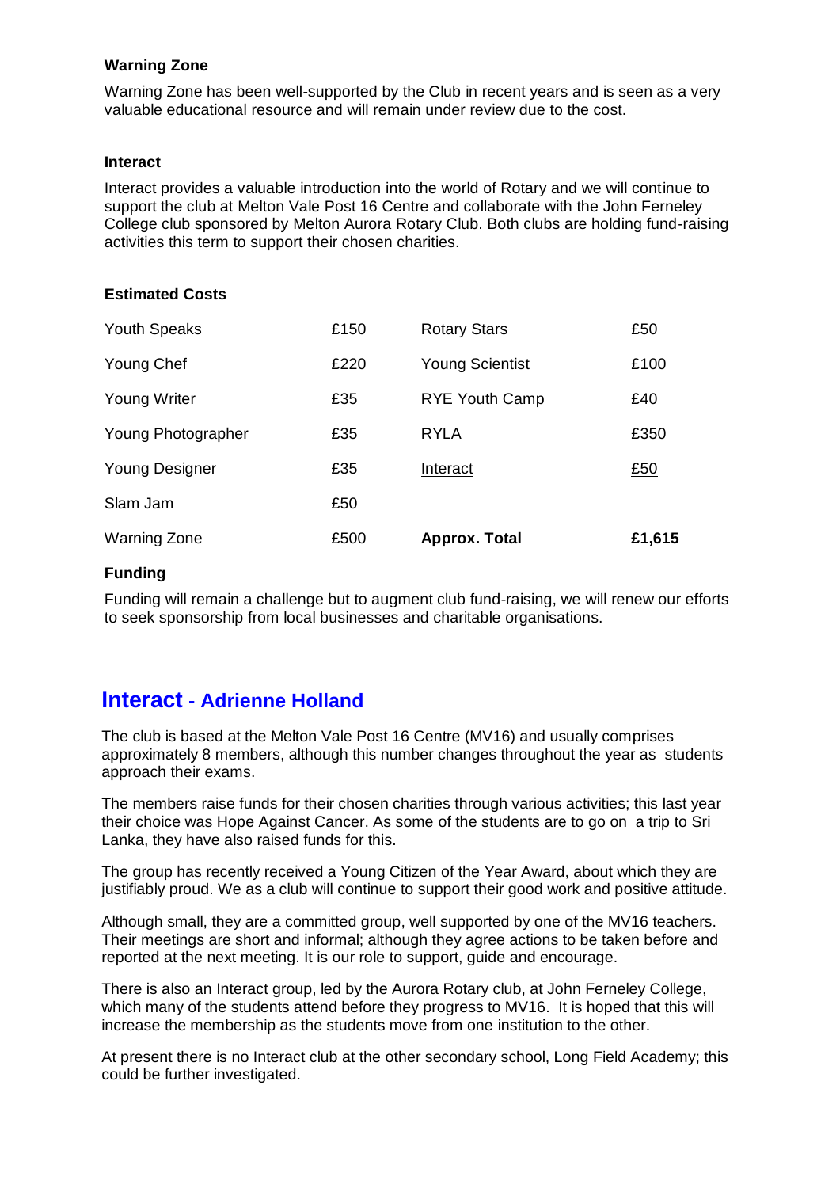### Warning Zone

Warning Zone has been well-supported by the Club in recent years and is seen as a very valuable educational resource and will remain under review due to the cost.

### Interact

Interact provides a valuable introduction into the world of Rotary and we will continue to support the club at Melton Vale Post 16 Centre and collaborate with the John Ferneley College club sponsored by Melton Aurora Rotary Club. Both clubs are holding fund-raising activities this term to support their chosen charities.

### Estimated Costs

| | | | |
|---|---|---|---|
| Youth Speaks | £150 | Rotary Stars | £50 |
| Young Chef | £220 | Young Scientist | £100 |
| Young Writer | £35 | RYE Youth Camp | £40 |
| Young Photographer | £35 | RYLA | £350 |
| Young Designer | £35 | Interact | £50 |
| Slam Jam | £50 | | |
| Warning Zone | £500 | **Approx. Total** | **£1,615** |

### Funding

Funding will remain a challenge but to augment club fund-raising, we will renew our efforts to seek sponsorship from local businesses and charitable organisations.

## Interact - Adrienne Holland

The club is based at the Melton Vale Post 16 Centre (MV16) and usually comprises approximately 8 members, although this number changes throughout the year as students approach their exams.

The members raise funds for their chosen charities through various activities; this last year their choice was Hope Against Cancer. As some of the students are to go on a trip to Sri Lanka, they have also raised funds for this.

The group has recently received a Young Citizen of the Year Award, about which they are justifiably proud. We as a club will continue to support their good work and positive attitude.

Although small, they are a committed group, well supported by one of the MV16 teachers. Their meetings are short and informal; although they agree actions to be taken before and reported at the next meeting. It is our role to support, guide and encourage.

There is also an Interact group, led by the Aurora Rotary club, at John Ferneley College, which many of the students attend before they progress to MV16. It is hoped that this will increase the membership as the students move from one institution to the other.

At present there is no Interact club at the other secondary school, Long Field Academy; this could be further investigated.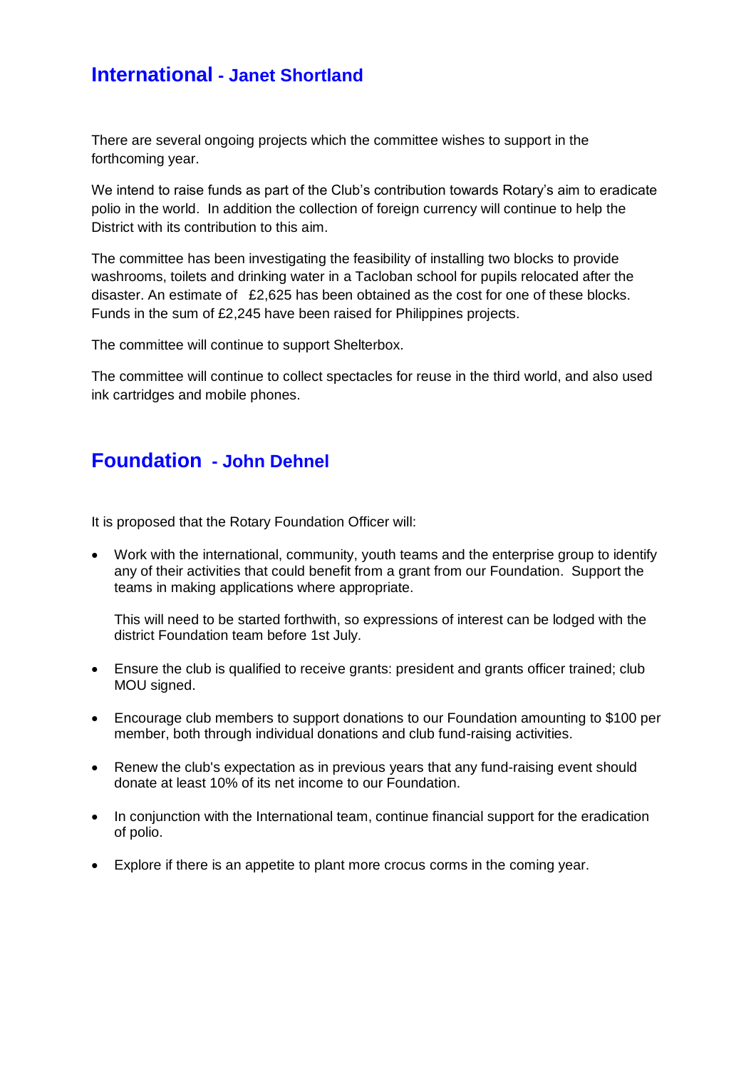## International - Janet Shortland

There are several ongoing projects which the committee wishes to support in the forthcoming year.

We intend to raise funds as part of the Club's contribution towards Rotary's aim to eradicate polio in the world. In addition the collection of foreign currency will continue to help the District with its contribution to this aim.

The committee has been investigating the feasibility of installing two blocks to provide washrooms, toilets and drinking water in a Tacloban school for pupils relocated after the disaster. An estimate of £2,625 has been obtained as the cost for one of these blocks. Funds in the sum of £2,245 have been raised for Philippines projects.

The committee will continue to support Shelterbox.

The committee will continue to collect spectacles for reuse in the third world, and also used ink cartridges and mobile phones.

## Foundation - John Dehnel

It is proposed that the Rotary Foundation Officer will:

- Work with the international, community, youth teams and the enterprise group to identify any of their activities that could benefit from a grant from our Foundation. Support the teams in making applications where appropriate.

  This will need to be started forthwith, so expressions of interest can be lodged with the district Foundation team before 1st July.

- Ensure the club is qualified to receive grants: president and grants officer trained; club MOU signed.
- Encourage club members to support donations to our Foundation amounting to $100 per member, both through individual donations and club fund-raising activities.
- Renew the club's expectation as in previous years that any fund-raising event should donate at least 10% of its net income to our Foundation.
- In conjunction with the International team, continue financial support for the eradication of polio.
- Explore if there is an appetite to plant more crocus corms in the coming year.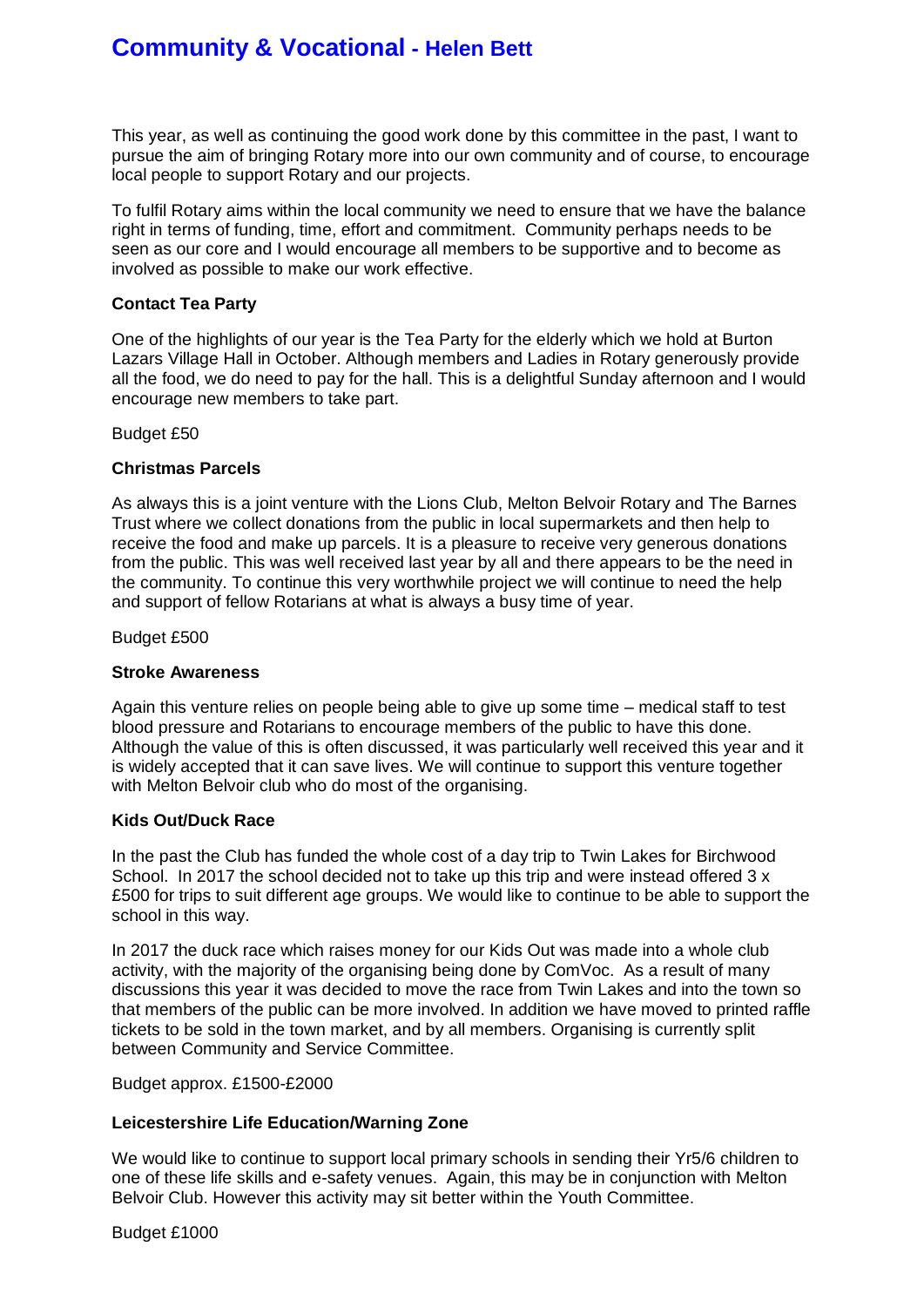# Community & Vocational - Helen Bett

This year, as well as continuing the good work done by this committee in the past, I want to pursue the aim of bringing Rotary more into our own community and of course, to encourage local people to support Rotary and our projects.

To fulfil Rotary aims within the local community we need to ensure that we have the balance right in terms of funding, time, effort and commitment. Community perhaps needs to be seen as our core and I would encourage all members to be supportive and to become as involved as possible to make our work effective.

**Contact Tea Party**

One of the highlights of our year is the Tea Party for the elderly which we hold at Burton Lazars Village Hall in October. Although members and Ladies in Rotary generously provide all the food, we do need to pay for the hall. This is a delightful Sunday afternoon and I would encourage new members to take part.

Budget £50

**Christmas Parcels**

As always this is a joint venture with the Lions Club, Melton Belvoir Rotary and The Barnes Trust where we collect donations from the public in local supermarkets and then help to receive the food and make up parcels. It is a pleasure to receive very generous donations from the public. This was well received last year by all and there appears to be the need in the community. To continue this very worthwhile project we will continue to need the help and support of fellow Rotarians at what is always a busy time of year.

Budget £500

**Stroke Awareness**

Again this venture relies on people being able to give up some time – medical staff to test blood pressure and Rotarians to encourage members of the public to have this done. Although the value of this is often discussed, it was particularly well received this year and it is widely accepted that it can save lives. We will continue to support this venture together with Melton Belvoir club who do most of the organising.

**Kids Out/Duck Race**

In the past the Club has funded the whole cost of a day trip to Twin Lakes for Birchwood School. In 2017 the school decided not to take up this trip and were instead offered 3 x £500 for trips to suit different age groups. We would like to continue to be able to support the school in this way.

In 2017 the duck race which raises money for our Kids Out was made into a whole club activity, with the majority of the organising being done by ComVoc. As a result of many discussions this year it was decided to move the race from Twin Lakes and into the town so that members of the public can be more involved. In addition we have moved to printed raffle tickets to be sold in the town market, and by all members. Organising is currently split between Community and Service Committee.

Budget approx. £1500-£2000

**Leicestershire Life Education/Warning Zone**

We would like to continue to support local primary schools in sending their Yr5/6 children to one of these life skills and e-safety venues. Again, this may be in conjunction with Melton Belvoir Club. However this activity may sit better within the Youth Committee.

Budget £1000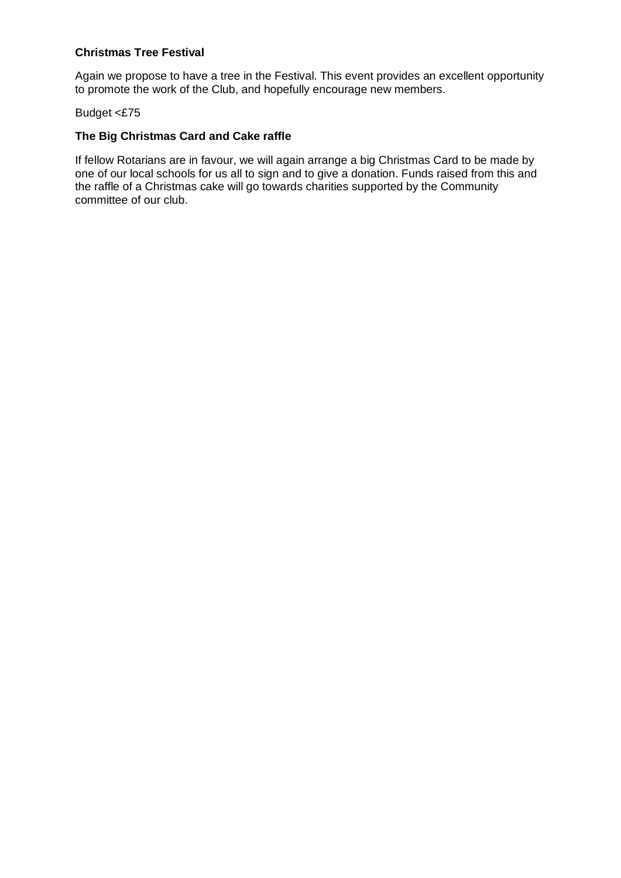**Christmas Tree Festival**

Again we propose to have a tree in the Festival. This event provides an excellent opportunity to promote the work of the Club, and hopefully encourage new members.

Budget <£75

**The Big Christmas Card and Cake raffle**

If fellow Rotarians are in favour, we will again arrange a big Christmas Card to be made by one of our local schools for us all to sign and to give a donation. Funds raised from this and the raffle of a Christmas cake will go towards charities supported by the Community committee of our club.